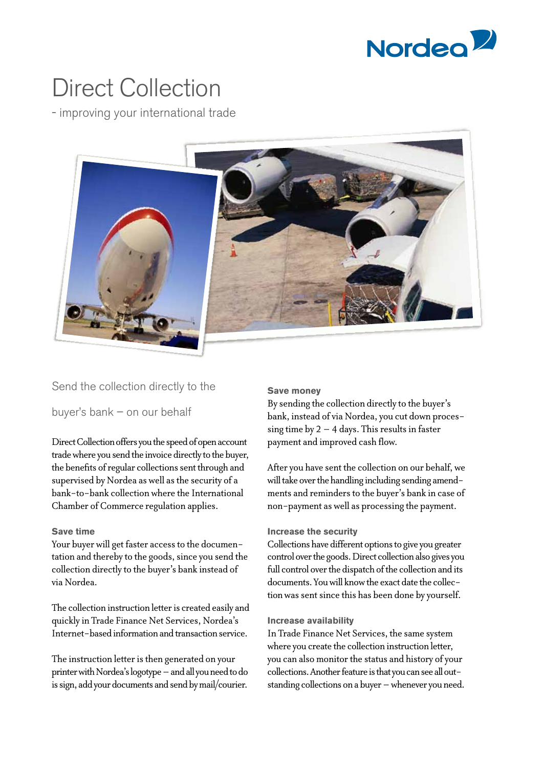# Direct Collection

- improving your international trade

## Send the collection directly to the buyer's bank – on our behalf

Direct Collection offers you the speed of open account trade where you send the invoice directly to the buyer, the benefits of regular collections sent through and supervised by Nordea as well as the security of a bank-to-bank collection where the International Chamber of Commerce regulation applies.

### Save time

Your buyer will get faster access to the documentation and thereby to the goods, since you send the collection directly to the buyer's bank instead of via Nordea.

The collection instruction letter is created easily and quickly in Trade Finance Net Services, Nordea's Internet-based information and transaction service.

The instruction letter is then generated on your printer with Nordea's logotype – and all you need to do is sign, add your documents and send by mail/courier.

### Save money

By sending the collection directly to the buyer's bank, instead of via Nordea, you cut down processing time by 2 – 4 days. This results in faster payment and improved cash flow.

After you have sent the collection on our behalf, we will take over the handling including sending amendments and reminders to the buyer's bank in case of non-payment as well as processing the payment.

### Increase the security

Collections have different options to give you greater control over the goods. Direct collection also gives you full control over the dispatch of the collection and its documents. You will know the exact date the collection was sent since this has been done by yourself.

### Increase availability

In Trade Finance Net Services, the same system where you create the collection instruction letter, you can also monitor the status and history of your collections. Another feature is that you can see all outstanding collections on a buyer – whenever you need.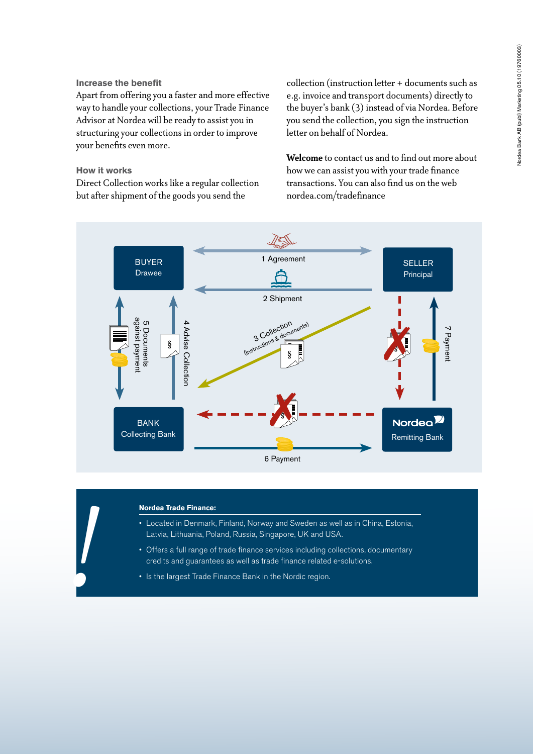### Increase the benefit

Apart from offering you a faster and more effective way to handle your collections, your Trade Finance Advisor at Nordea will be ready to assist you in structuring your collections in order to improve your benefits even more.

### How it works

Direct Collection works like a regular collection but after shipment of the goods you send the collection (instruction letter + documents such as e.g. invoice and transport documents) directly to the buyer's bank (3) instead of via Nordea. Before you send the collection, you sign the instruction letter on behalf of Nordea.

**Welcome** to contact us and to find out more about how we can assist you with your trade finance transactions. You can also find us on the web nordea.com/tradefinance

BUYER
Drawee

SELLER
Principal

1 Agreement

2 Shipment

3 Collection
(Instructions & documents)

4 Advise Collection

5 Documents against payment

6 Payment

7 Payment

BANK
Collecting Bank

Nordea
Remitting Bank

**Nordea Trade Finance:**

- Located in Denmark, Finland, Norway and Sweden as well as in China, Estonia, Latvia, Lithuania, Poland, Russia, Singapore, UK and USA.
- Offers a full range of trade finance services including collections, documentary credits and guarantees as well as trade finance related e-solutions.
- Is the largest Trade Finance Bank in the Nordic region.